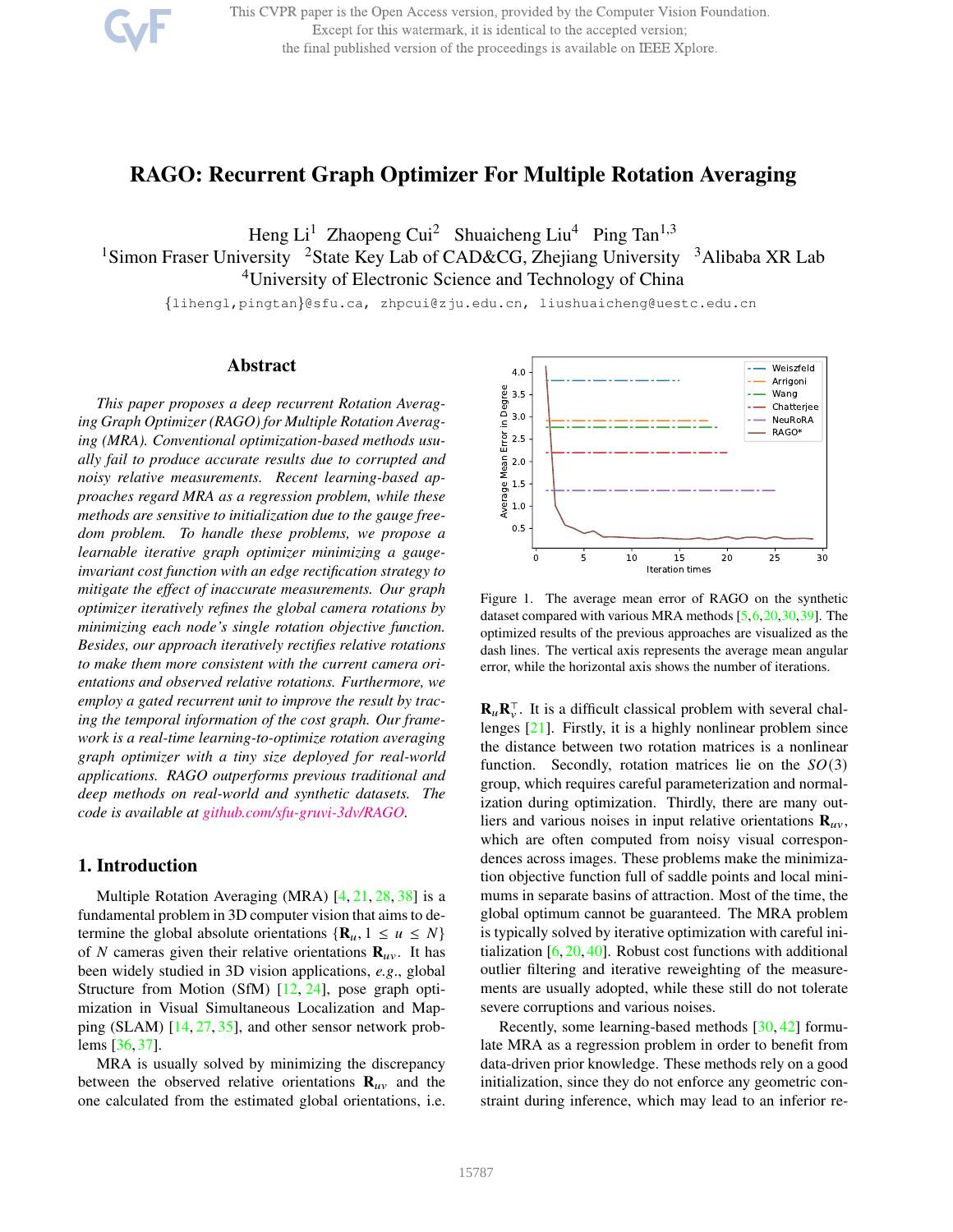# RAGO: Recurrent Graph Optimizer For Multiple Rotation Averaging

Heng Li[1] Zhaopeng Cui[2] Shuaicheng Liu[4] Ping Tan[1,3]
[1]Simon Fraser University [2]State Key Lab of CAD&CG, Zhejiang University [3]Alibaba XR Lab
[4]University of Electronic Science and Technology of China

{lihengl,pingtan}@sfu.ca, zhpcui@zju.edu.cn, liushuaicheng@uestc.edu.cn

## Abstract

*This paper proposes a deep recurrent Rotation Averaging Graph Optimizer (RAGO) for Multiple Rotation Averaging (MRA). Conventional optimization-based methods usually fail to produce accurate results due to corrupted and noisy relative measurements. Recent learning-based approaches regard MRA as a regression problem, while these methods are sensitive to initialization due to the gauge freedom problem. To handle these problems, we propose a learnable iterative graph optimizer minimizing a gauge-invariant cost function with an edge rectification strategy to mitigate the effect of inaccurate measurements. Our graph optimizer iteratively refines the global camera rotations by minimizing each node's single rotation objective function. Besides, our approach iteratively rectifies relative rotations to make them more consistent with the current camera orientations and observed relative rotations. Furthermore, we employ a gated recurrent unit to improve the result by tracing the temporal information of the cost graph. Our framework is a real-time learning-to-optimize rotation averaging graph optimizer with a tiny size deployed for real-world applications. RAGO outperforms previous traditional and deep methods on real-world and synthetic datasets. The code is available at github.com/sfu-gruvi-3dv/RAGO.*

## 1. Introduction

Multiple Rotation Averaging (MRA) [4, 21, 28, 38] is a fundamental problem in 3D computer vision that aims to determine the global absolute orientations $\{\mathbf{R}_u, 1 \leq u \leq N\}$ of $N$ cameras given their relative orientations $\mathbf{R}_{uv}$. It has been widely studied in 3D vision applications, *e.g.*, global Structure from Motion (SfM) [12, 24], pose graph optimization in Visual Simultaneous Localization and Mapping (SLAM) [14, 27, 35], and other sensor network problems [36, 37].

MRA is usually solved by minimizing the discrepancy between the observed relative orientations $\mathbf{R}_{uv}$ and the one calculated from the estimated global orientations, i.e. $\mathbf{R}_u\mathbf{R}_v^\top$. It is a difficult classical problem with several challenges [21]. Firstly, it is a highly nonlinear problem since the distance between two rotation matrices is a nonlinear function. Secondly, rotation matrices lie on the $SO(3)$ group, which requires careful parameterization and normalization during optimization. Thirdly, there are many outliers and various noises in input relative orientations $\mathbf{R}_{uv}$, which are often computed from noisy visual correspondences across images. These problems make the minimization objective function full of saddle points and local minimums in separate basins of attraction. Most of the time, the global optimum cannot be guaranteed. The MRA problem is typically solved by iterative optimization with careful initialization [6, 20, 40]. Robust cost functions with additional outlier filtering and iterative reweighting of the measurements are usually adopted, while these still do not tolerate severe corruptions and various noises.

Figure 1. The average mean error of RAGO on the synthetic dataset compared with various MRA methods [5, 6, 20, 30, 39]. The optimized results of the previous approaches are visualized as the dash lines. The vertical axis represents the average mean angular error, while the horizontal axis shows the number of iterations.

Recently, some learning-based methods [30, 42] formulate MRA as a regression problem in order to benefit from data-driven prior knowledge. These methods rely on a good initialization, since they do not enforce any geometric constraint during inference, which may lead to an inferior re-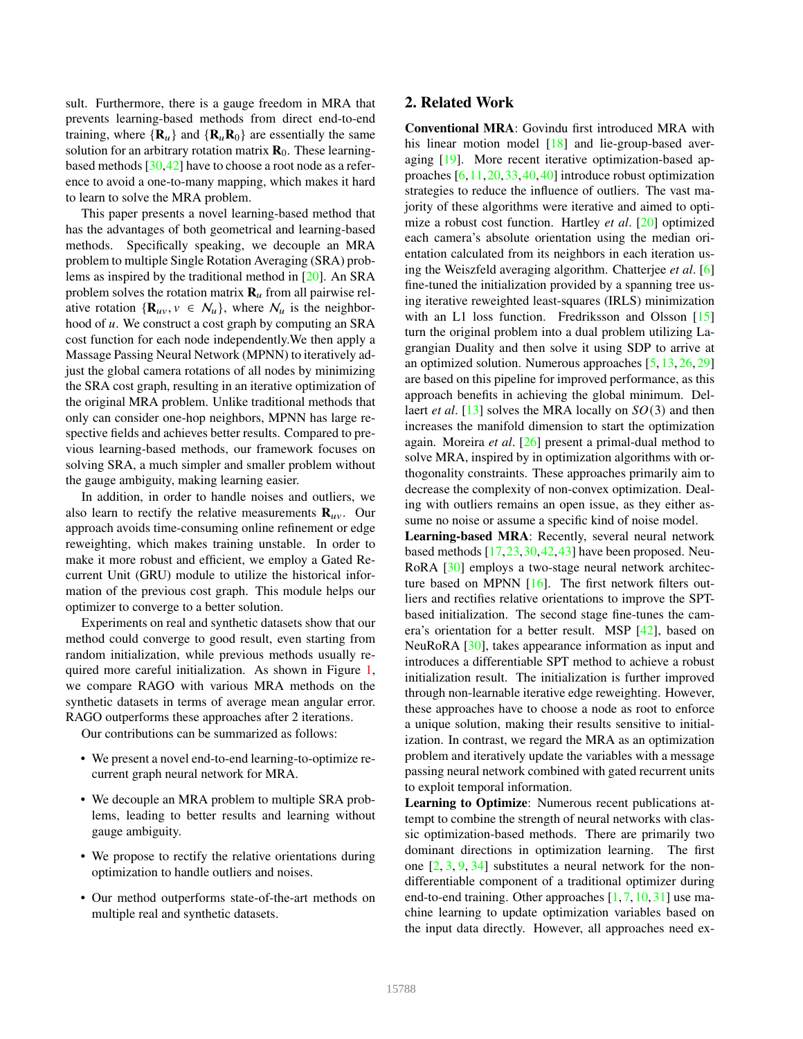sult. Furthermore, there is a gauge freedom in MRA that prevents learning-based methods from direct end-to-end training, where $\{\mathbf{R}_u\}$ and $\{\mathbf{R}_u\mathbf{R}_0\}$ are essentially the same solution for an arbitrary rotation matrix $\mathbf{R}_0$. These learning-based methods [30,42] have to choose a root node as a reference to avoid a one-to-many mapping, which makes it hard to learn to solve the MRA problem.

This paper presents a novel learning-based method that has the advantages of both geometrical and learning-based methods. Specifically speaking, we decouple an MRA problem to multiple Single Rotation Averaging (SRA) problems as inspired by the traditional method in [20]. An SRA problem solves the rotation matrix $\mathbf{R}_u$ from all pairwise relative rotation $\{\mathbf{R}_{uv}, v \in \mathcal{N}_u\}$, where $\mathcal{N}_u$ is the neighborhood of $u$. We construct a cost graph by computing an SRA cost function for each node independently.We then apply a Massage Passing Neural Network (MPNN) to iteratively adjust the global camera rotations of all nodes by minimizing the SRA cost graph, resulting in an iterative optimization of the original MRA problem. Unlike traditional methods that only can consider one-hop neighbors, MPNN has large respective fields and achieves better results. Compared to previous learning-based methods, our framework focuses on solving SRA, a much simpler and smaller problem without the gauge ambiguity, making learning easier.

In addition, in order to handle noises and outliers, we also learn to rectify the relative measurements $\mathbf{R}_{uv}$. Our approach avoids time-consuming online refinement or edge reweighting, which makes training unstable. In order to make it more robust and efficient, we employ a Gated Recurrent Unit (GRU) module to utilize the historical information of the previous cost graph. This module helps our optimizer to converge to a better solution.

Experiments on real and synthetic datasets show that our method could converge to good result, even starting from random initialization, while previous methods usually required more careful initialization. As shown in Figure 1, we compare RAGO with various MRA methods on the synthetic datasets in terms of average mean angular error. RAGO outperforms these approaches after 2 iterations.

Our contributions can be summarized as follows:

- We present a novel end-to-end learning-to-optimize recurrent graph neural network for MRA.
- We decouple an MRA problem to multiple SRA problems, leading to better results and learning without gauge ambiguity.
- We propose to rectify the relative orientations during optimization to handle outliers and noises.
- Our method outperforms state-of-the-art methods on multiple real and synthetic datasets.

## 2. Related Work

**Conventional MRA**: Govindu first introduced MRA with his linear motion model [18] and lie-group-based averaging [19]. More recent iterative optimization-based approaches [6, 11, 20, 33, 40, 40] introduce robust optimization strategies to reduce the influence of outliers. The vast majority of these algorithms were iterative and aimed to optimize a robust cost function. Hartley *et al*. [20] optimized each camera's absolute orientation using the median orientation calculated from its neighbors in each iteration using the Weiszfeld averaging algorithm. Chatterjee *et al*. [6] fine-tuned the initialization provided by a spanning tree using iterative reweighted least-squares (IRLS) minimization with an L1 loss function. Fredriksson and Olsson [15] turn the original problem into a dual problem utilizing Lagrangian Duality and then solve it using SDP to arrive at an optimized solution. Numerous approaches [5, 13, 26, 29] are based on this pipeline for improved performance, as this approach benefits in achieving the global minimum. Dellaert *et al*. [13] solves the MRA locally on $SO(3)$ and then increases the manifold dimension to start the optimization again. Moreira *et al*. [26] present a primal-dual method to solve MRA, inspired by in optimization algorithms with orthogonality constraints. These approaches primarily aim to decrease the complexity of non-convex optimization. Dealing with outliers remains an open issue, as they either assume no noise or assume a specific kind of noise model.

**Learning-based MRA**: Recently, several neural network based methods [17, 23, 30, 42, 43] have been proposed. NeuRoRA [30] employs a two-stage neural network architecture based on MPNN [16]. The first network filters outliers and rectifies relative orientations to improve the SPT-based initialization. The second stage fine-tunes the camera's orientation for a better result. MSP [42], based on NeuRoRA [30], takes appearance information as input and introduces a differentiable SPT method to achieve a robust initialization result. The initialization is further improved through non-learnable iterative edge reweighting. However, these approaches have to choose a node as root to enforce a unique solution, making their results sensitive to initialization. In contrast, we regard the MRA as an optimization problem and iteratively update the variables with a message passing neural network combined with gated recurrent units to exploit temporal information.

**Learning to Optimize**: Numerous recent publications attempt to combine the strength of neural networks with classic optimization-based methods. There are primarily two dominant directions in optimization learning. The first one [2, 3, 9, 34] substitutes a neural network for the non-differentiable component of a traditional optimizer during end-to-end training. Other approaches [1, 7, 10, 31] use machine learning to update optimization variables based on the input data directly. However, all approaches need ex-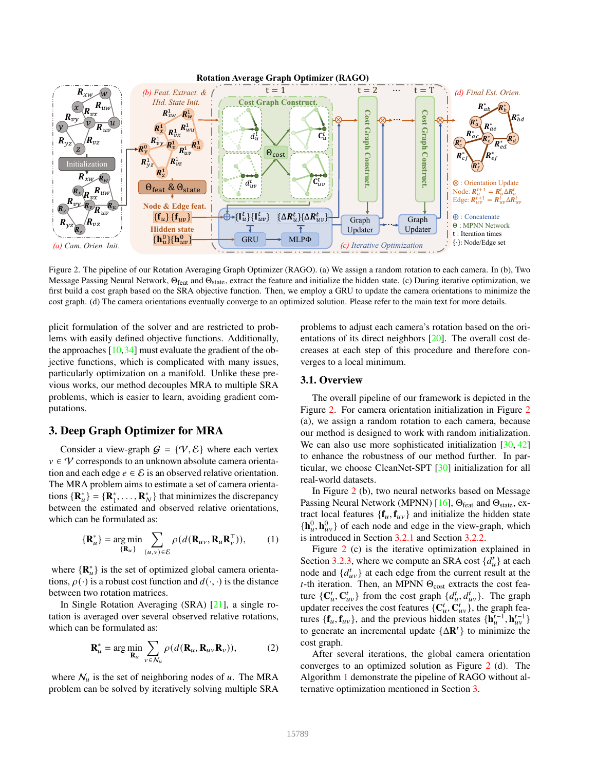Figure 2. The pipeline of our Rotation Averaging Graph Optimizer (RAGO). (a) We assign a random rotation to each camera. In (b), Two Message Passing Neural Network, $\Theta_{\text{feat}}$ and $\Theta_{\text{state}}$, extract the feature and initialize the hidden state. (c) During iterative optimization, we first build a cost graph based on the SRA objective function. Then, we employ a GRU to update the camera orientations to minimize the cost graph. (d) The camera orientations eventually converge to an optimized solution. Please refer to the main text for more details.

plicit formulation of the solver and are restricted to problems with easily defined objective functions. Additionally, the approaches [10,34] must evaluate the gradient of the objective functions, which is complicated with many issues, particularly optimization on a manifold. Unlike these previous works, our method decouples MRA to multiple SRA problems, which is easier to learn, avoiding gradient computations.

## 3. Deep Graph Optimizer for MRA

Consider a view-graph $\mathcal{G} = \{\mathcal{V}, \mathcal{E}\}$ where each vertex $v \in \mathcal{V}$ corresponds to an unknown absolute camera orientation and each edge $e \in \mathcal{E}$ is an observed relative orientation. The MRA problem aims to estimate a set of camera orientations $\{\mathbf{R}_u^*\} = \{\mathbf{R}_1^*, \ldots, \mathbf{R}_N^*\}$ that minimizes the discrepancy between the estimated and observed relative orientations, which can be formulated as:

$$\{\mathbf{R}_u^*\} = \underset{\{\mathbf{R}_u\}}{\arg\min} \sum_{(u,v)\in\mathcal{E}} \rho(d(\mathbf{R}_{uv}, \mathbf{R}_u\mathbf{R}_v^\top)), \tag{1}$$

where $\{\mathbf{R}_u^*\}$ is the set of optimized global camera orientations, $\rho(\cdot)$ is a robust cost function and $d(\cdot,\cdot)$ is the distance between two rotation matrices.

In Single Rotation Averaging (SRA) [21], a single rotation is averaged over several observed relative rotations, which can be formulated as:

$$\mathbf{R}_u^* = \underset{\mathbf{R}_u}{\arg\min} \sum_{v\in\mathcal{N}_u} \rho(d(\mathbf{R}_u, \mathbf{R}_{uv}\mathbf{R}_v)), \tag{2}$$

where $\mathcal{N}_u$ is the set of neighboring nodes of $u$. The MRA problem can be solved by iteratively solving multiple SRA problems to adjust each camera's rotation based on the orientations of its direct neighbors [20]. The overall cost decreases at each step of this procedure and therefore converges to a local minimum.

### 3.1. Overview

The overall pipeline of our framework is depicted in the Figure 2. For camera orientation initialization in Figure 2 (a), we assign a random rotation to each camera, because our method is designed to work with random initialization. We can also use more sophisticated initialization [30, 42] to enhance the robustness of our method further. In particular, we choose CleanNet-SPT [30] initialization for all real-world datasets.

In Figure 2 (b), two neural networks based on Message Passing Neural Network (MPNN) [16], $\Theta_{\text{feat}}$ and $\Theta_{\text{state}}$, extract local features $\{\mathbf{f}_u, \mathbf{f}_{uv}\}$ and initialize the hidden state $\{\mathbf{h}_u^0, \mathbf{h}_{uv}^0\}$ of each node and edge in the view-graph, which is introduced in Section 3.2.1 and Section 3.2.2.

Figure 2 (c) is the iterative optimization explained in Section 3.2.3, where we compute an SRA cost $\{d_u^t\}$ at each node and $\{d_{uv}^t\}$ at each edge from the current result at the $t$-th iteration. Then, an MPNN $\Theta_{\text{cost}}$ extracts the cost feature $\{\mathbf{C}_u^t, \mathbf{C}_{uv}^t\}$ from the cost graph $\{d_u^t, d_{uv}^t\}$. The graph updater receives the cost features $\{\mathbf{C}_u^t, \mathbf{C}_{uv}^t\}$, the graph features $\{\mathbf{f}_u, \mathbf{f}_{uv}\}$, and the previous hidden states $\{\mathbf{h}_u^{t-1}, \mathbf{h}_{uv}^{t-1}\}$ to generate an incremental update $\{\Delta\mathbf{R}^t\}$ to minimize the cost graph.

After several iterations, the global camera orientation converges to an optimized solution as Figure 2 (d). The Algorithm 1 demonstrate the pipeline of RAGO without alternative optimization mentioned in Section 3.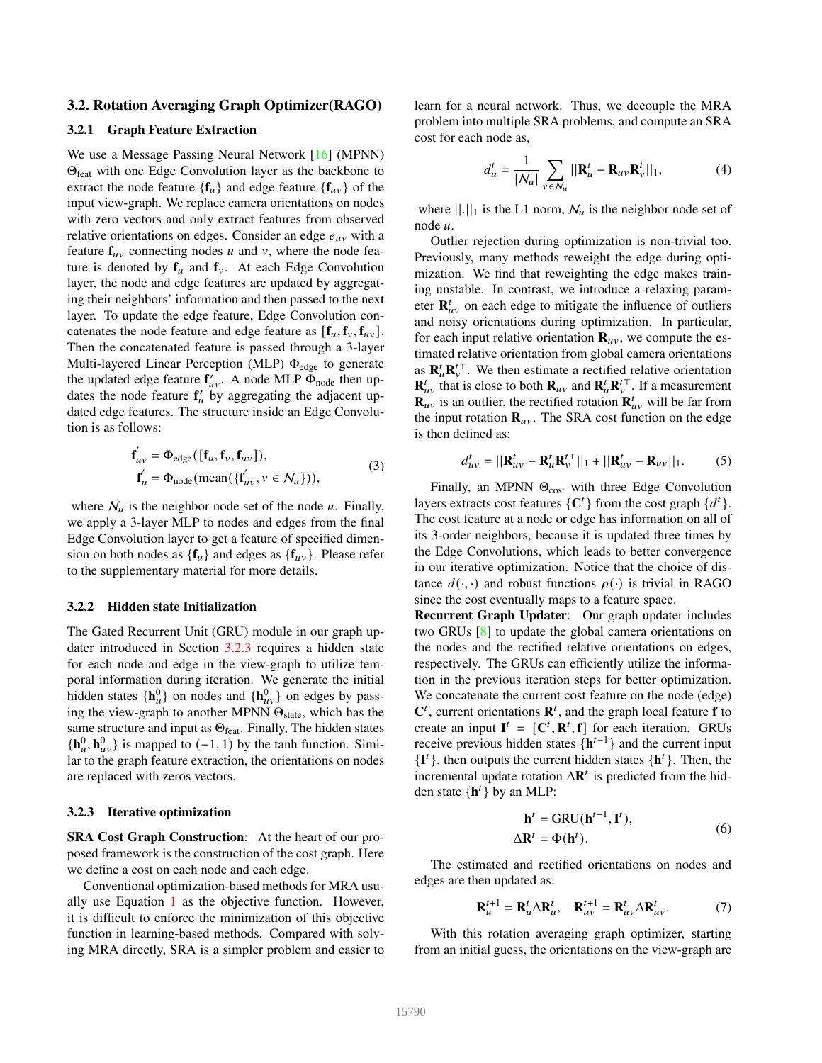### 3.2. Rotation Averaging Graph Optimizer(RAGO)

#### 3.2.1 Graph Feature Extraction

We use a Message Passing Neural Network [16] (MPNN) $\Theta_{\text{feat}}$ with one Edge Convolution layer as the backbone to extract the node feature $\{\mathbf{f}_u\}$ and edge feature $\{\mathbf{f}_{uv}\}$ of the input view-graph. We replace camera orientations on nodes with zero vectors and only extract features from observed relative orientations on edges. Consider an edge $e_{uv}$ with a feature $\mathbf{f}_{uv}$ connecting nodes $u$ and $v$, where the node feature is denoted by $\mathbf{f}_u$ and $\mathbf{f}_v$. At each Edge Convolution layer, the node and edge features are updated by aggregating their neighbors' information and then passed to the next layer. To update the edge feature, Edge Convolution concatenates the node feature and edge feature as $[\mathbf{f}_u, \mathbf{f}_v, \mathbf{f}_{uv}]$. Then the concatenated feature is passed through a 3-layer Multi-layered Linear Perception (MLP) $\Phi_{\text{edge}}$ to generate the updated edge feature $\mathbf{f}'_{uv}$. A node MLP $\Phi_{\text{node}}$ then updates the node feature $\mathbf{f}'_u$ by aggregating the adjacent updated edge features. The structure inside an Edge Convolution is as follows:

$$
\begin{aligned}
\mathbf{f}'_{uv} &= \Phi_{\text{edge}}([\mathbf{f}_u, \mathbf{f}_v, \mathbf{f}_{uv}]), \\
\mathbf{f}'_u &= \Phi_{\text{node}}(\text{mean}(\{\mathbf{f}'_{uv}, v \in \mathcal{N}_u\})),
\end{aligned}
\tag{3}
$$

where $\mathcal{N}_u$ is the neighbor node set of the node $u$. Finally, we apply a 3-layer MLP to nodes and edges from the final Edge Convolution layer to get a feature of specified dimension on both nodes as $\{\mathbf{f}_u\}$ and edges as $\{\mathbf{f}_{uv}\}$. Please refer to the supplementary material for more details.

#### 3.2.2 Hidden state Initialization

The Gated Recurrent Unit (GRU) module in our graph updater introduced in Section 3.2.3 requires a hidden state for each node and edge in the view-graph to utilize temporal information during iteration. We generate the initial hidden states $\{\mathbf{h}^0_u\}$ on nodes and $\{\mathbf{h}^0_{uv}\}$ on edges by passing the view-graph to another MPNN $\Theta_{\text{state}}$, which has the same structure and input as $\Theta_{\text{feat}}$. Finally, The hidden states $\{\mathbf{h}^0_u, \mathbf{h}^0_{uv}\}$ is mapped to $(-1, 1)$ by the tanh function. Similar to the graph feature extraction, the orientations on nodes are replaced with zeros vectors.

#### 3.2.3 Iterative optimization

**SRA Cost Graph Construction**: At the heart of our proposed framework is the construction of the cost graph. Here we define a cost on each node and each edge.

Conventional optimization-based methods for MRA usually use Equation 1 as the objective function. However, it is difficult to enforce the minimization of this objective function in learning-based methods. Compared with solving MRA directly, SRA is a simpler problem and easier to learn for a neural network. Thus, we decouple the MRA problem into multiple SRA problems, and compute an SRA cost for each node as,

$$
d^t_u = \frac{1}{|\mathcal{N}_u|} \sum_{v \in \mathcal{N}_u} ||\mathbf{R}^t_u - \mathbf{R}_{uv}\mathbf{R}^t_v||_1,
\tag{4}
$$

where $||.||_1$ is the L1 norm, $\mathcal{N}_u$ is the neighbor node set of node $u$.

Outlier rejection during optimization is non-trivial too. Previously, many methods reweight the edge during optimization. We find that reweighting the edge makes training unstable. In contrast, we introduce a relaxing parameter $\mathbf{R}^t_{uv}$ on each edge to mitigate the influence of outliers and noisy orientations during optimization. In particular, for each input relative orientation $\mathbf{R}_{uv}$, we compute the estimated relative orientation from global camera orientations as $\mathbf{R}^t_u \mathbf{R}^{t\top}_v$. We then estimate a rectified relative orientation $\mathbf{R}^t_{uv}$ that is close to both $\mathbf{R}_{uv}$ and $\mathbf{R}^t_u \mathbf{R}^{t\top}_v$. If a measurement $\mathbf{R}_{uv}$ is an outlier, the rectified rotation $\mathbf{R}^t_{uv}$ will be far from the input rotation $\mathbf{R}_{uv}$. The SRA cost function on the edge is then defined as:

$$
d^t_{uv} = ||\mathbf{R}^t_{uv} - \mathbf{R}^t_u \mathbf{R}^{t\top}_v||_1 + ||\mathbf{R}^t_{uv} - \mathbf{R}_{uv}||_1.
\tag{5}
$$

Finally, an MPNN $\Theta_{\text{cost}}$ with three Edge Convolution layers extracts cost features $\{\mathbf{C}^t\}$ from the cost graph $\{d^t\}$. The cost feature at a node or edge has information on all of its 3-order neighbors, because it is updated three times by the Edge Convolutions, which leads to better convergence in our iterative optimization. Notice that the choice of distance $d(\cdot,\cdot)$ and robust functions $\rho(\cdot)$ is trivial in RAGO since the cost eventually maps to a feature space.

**Recurrent Graph Updater**: Our graph updater includes two GRUs [8] to update the global camera orientations on the nodes and the rectified relative orientations on edges, respectively. The GRUs can efficiently utilize the information in the previous iteration steps for better optimization. We concatenate the current cost feature on the node (edge) $\mathbf{C}^t$, current orientations $\mathbf{R}^t$, and the graph local feature $\mathbf{f}$ to create an input $\mathbf{I}^t = [\mathbf{C}^t, \mathbf{R}^t, \mathbf{f}]$ for each iteration. GRUs receive previous hidden states $\{\mathbf{h}^{t-1}\}$ and the current input $\{\mathbf{I}^t\}$, then outputs the current hidden states $\{\mathbf{h}^t\}$. Then, the incremental update rotation $\Delta\mathbf{R}^t$ is predicted from the hidden state $\{\mathbf{h}^t\}$ by an MLP:

$$
\begin{aligned}
\mathbf{h}^t &= \text{GRU}(\mathbf{h}^{t-1}, \mathbf{I}^t), \\
\Delta\mathbf{R}^t &= \Phi(\mathbf{h}^t).
\end{aligned}
\tag{6}
$$

The estimated and rectified orientations on nodes and edges are then updated as:

$$
\mathbf{R}^{t+1}_u = \mathbf{R}^t_u \Delta\mathbf{R}^t_u, \quad \mathbf{R}^{t+1}_{uv} = \mathbf{R}^t_{uv} \Delta\mathbf{R}^t_{uv}.
\tag{7}
$$

With this rotation averaging graph optimizer, starting from an initial guess, the orientations on the view-graph are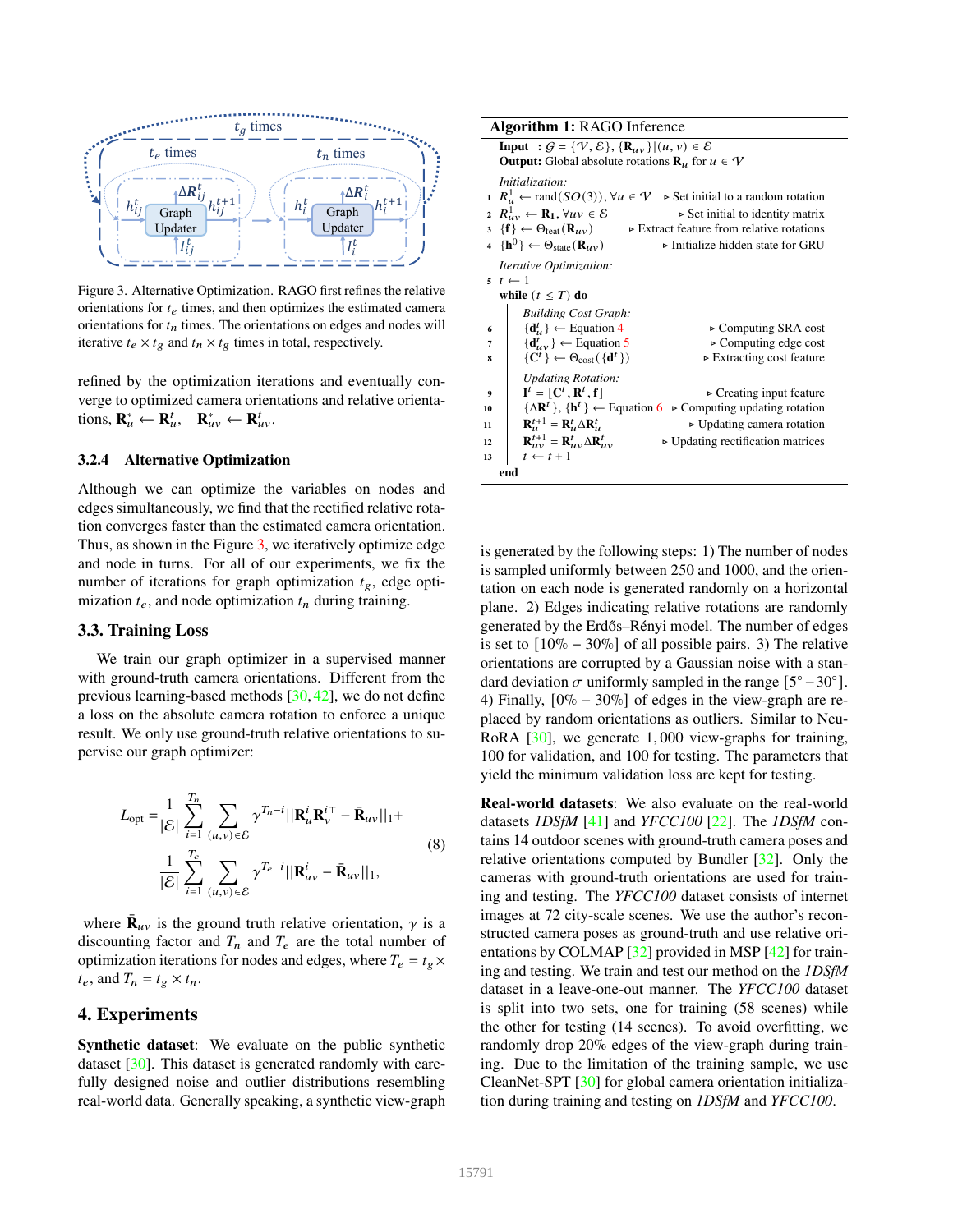Figure 3. Alternative Optimization. RAGO first refines the relative orientations for $t_e$ times, and then optimizes the estimated camera orientations for $t_n$ times. The orientations on edges and nodes will iterative $t_e \times t_g$ and $t_n \times t_g$ times in total, respectively.

refined by the optimization iterations and eventually converge to optimized camera orientations and relative orientations, $\mathbf{R}^*_u \leftarrow \mathbf{R}^t_u, \quad \mathbf{R}^*_{uv} \leftarrow \mathbf{R}^t_{uv}$.

### 3.2.4 Alternative Optimization

Although we can optimize the variables on nodes and edges simultaneously, we find that the rectified relative rotation converges faster than the estimated camera orientation. Thus, as shown in the Figure 3, we iteratively optimize edge and node in turns. For all of our experiments, we fix the number of iterations for graph optimization $t_g$, edge optimization $t_e$, and node optimization $t_n$ during training.

## 3.3. Training Loss

We train our graph optimizer in a supervised manner with ground-truth camera orientations. Different from the previous learning-based methods [30, 42], we do not define a loss on the absolute camera rotation to enforce a unique result. We only use ground-truth relative orientations to supervise our graph optimizer:

$$
\begin{aligned}
L_{\text{opt}} = & \frac{1}{|\mathcal{E}|}\sum_{i=1}^{T_n}\sum_{(u,v)\in\mathcal{E}} \gamma^{T_n - i}||\mathbf{R}^i_u \mathbf{R}^{i\top}_v - \bar{\mathbf{R}}_{uv}||_1 + \\
& \frac{1}{|\mathcal{E}|}\sum_{i=1}^{T_e}\sum_{(u,v)\in\mathcal{E}} \gamma^{T_e - i}||\mathbf{R}^i_{uv} - \bar{\mathbf{R}}_{uv}||_1,
\end{aligned}
\tag{8}
$$

where $\bar{\mathbf{R}}_{uv}$ is the ground truth relative orientation, $\gamma$ is a discounting factor and $T_n$ and $T_e$ are the total number of optimization iterations for nodes and edges, where $T_e = t_g \times t_e$, and $T_n = t_g \times t_n$.

# 4. Experiments

**Synthetic dataset**: We evaluate on the public synthetic dataset [30]. This dataset is generated randomly with carefully designed noise and outlier distributions resembling real-world data. Generally speaking, a synthetic view-graph is generated by the following steps: 1) The number of nodes is sampled uniformly between 250 and 1000, and the orientation on each node is generated randomly on a horizontal plane. 2) Edges indicating relative rotations are randomly generated by the Erdős–Rényi model. The number of edges is set to [10% − 30%] of all possible pairs. 3) The relative orientations are corrupted by a Gaussian noise with a standard deviation $\sigma$ uniformly sampled in the range $[5^\circ - 30^\circ]$. 4) Finally, [0% − 30%] of edges in the view-graph are replaced by random orientations as outliers. Similar to NeuRoRA [30], we generate 1,000 view-graphs for training, 100 for validation, and 100 for testing. The parameters that yield the minimum validation loss are kept for testing.

**Algorithm 1:** RAGO Inference

**Input** : $\mathcal{G} = \{\mathcal{V}, \mathcal{E}\}, \{\mathbf{R}_{uv}\} | (u, v) \in \mathcal{E}$
**Output:** Global absolute rotations $\mathbf{R}_u$ for $u \in \mathcal{V}$

*Initialization:*

1. $R^1_u \leftarrow \text{rand}(SO(3)), \forall u \in \mathcal{V}$ ▹ Set initial to a random rotation
2. $R^1_{uv} \leftarrow \mathbf{R_1}, \forall uv \in \mathcal{E}$ ▹ Set initial to identity matrix
3. $\{\mathbf{f}\} \leftarrow \Theta_{\text{feat}}(\mathbf{R}_{uv})$ ▹ Extract feature from relative rotations
4. $\{\mathbf{h}^0\} \leftarrow \Theta_{\text{state}}(\mathbf{R}_{uv})$ ▹ Initialize hidden state for GRU

*Iterative Optimization:*

5. $t \leftarrow 1$

**while** $(t \le T)$ **do**

  *Building Cost Graph:*

6. $\{\mathbf{d}^t_u\} \leftarrow$ Equation 4 ▹ Computing SRA cost
7. $\{\mathbf{d}^t_{uv}\} \leftarrow$ Equation 5 ▹ Computing edge cost
8. $\{\mathbf{C}^t\} \leftarrow \Theta_{\text{cost}}(\{\mathbf{d}^t\})$ ▹ Extracting cost feature

  *Updating Rotation:*

9. $\mathbf{I}^t = [\mathbf{C}^t, \mathbf{R}^t, \mathbf{f}]$ ▹ Creating input feature
10. $\{\Delta\mathbf{R}^t\}, \{\mathbf{h}^t\} \leftarrow$ Equation 6 ▹ Computing updating rotation
11. $\mathbf{R}^{t+1}_u = \mathbf{R}^t_u \Delta\mathbf{R}^t_u$ ▹ Updating camera rotation
12. $\mathbf{R}^{t+1}_{uv} = \mathbf{R}^t_{uv} \Delta\mathbf{R}^t_{uv}$ ▹ Updating rectification matrices
13. $t \leftarrow t + 1$

**end**

**Real-world datasets**: We also evaluate on the real-world datasets *1DSfM* [41] and *YFCC100* [22]. The *1DSfM* contains 14 outdoor scenes with ground-truth camera poses and relative orientations computed by Bundler [32]. Only the cameras with ground-truth orientations are used for training and testing. The *YFCC100* dataset consists of internet images at 72 city-scale scenes. We use the author's reconstructed camera poses as ground-truth and use relative orientations by COLMAP [32] provided in MSP [42] for training and testing. We train and test our method on the *1DSfM* dataset in a leave-one-out manner. The *YFCC100* dataset is split into two sets, one for training (58 scenes) while the other for testing (14 scenes). To avoid overfitting, we randomly drop 20% edges of the view-graph during training. Due to the limitation of the training sample, we use CleanNet-SPT [30] for global camera orientation initialization during training and testing on *1DSfM* and *YFCC100*.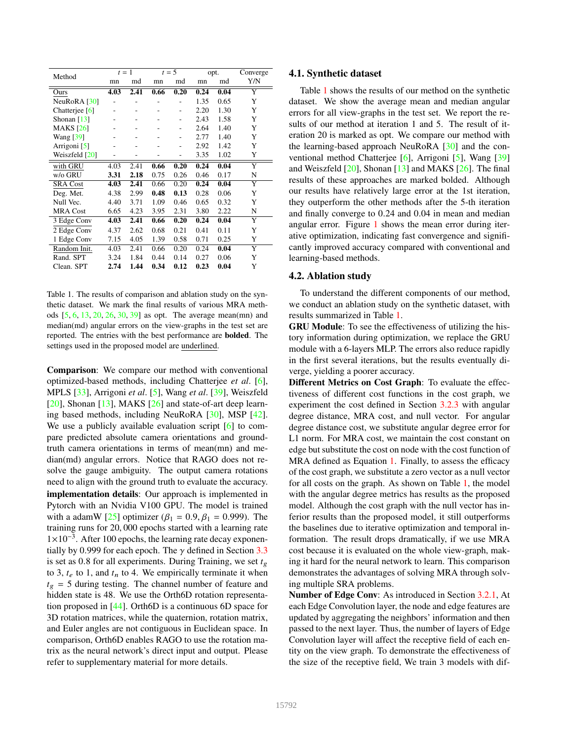| Method | $t = 1$ | | $t = 5$ | | opt. | | Converge |
|---|---|---|---|---|---|---|---|
| | mn | md | mn | md | mn | md | Y/N |
| Ours | **4.03** | **2.41** | **0.66** | **0.20** | **0.24** | **0.04** | Y |
| NeuRoRA [30] | - | - | - | - | 1.35 | 0.65 | Y |
| Chatterjee [6] | - | - | - | - | 2.20 | 1.30 | Y |
| Shonan [13] | - | - | - | - | 2.43 | 1.58 | Y |
| MAKS [26] | - | - | - | - | 2.64 | 1.40 | Y |
| Wang [39] | - | - | - | - | 2.77 | 1.40 | Y |
| Arrigoni [5] | - | - | - | - | 2.92 | 1.42 | Y |
| Weiszfeld [20] | - | - | - | - | 3.35 | 1.02 | Y |
| with GRU | 4.03 | 2.41 | **0.66** | **0.20** | **0.24** | **0.04** | Y |
| w/o GRU | **3.31** | **2.18** | 0.75 | 0.26 | 0.46 | 0.17 | N |
| SRA Cost | **4.03** | **2.41** | 0.66 | 0.20 | **0.24** | **0.04** | Y |
| Deg. Met. | 4.38 | 2.99 | **0.48** | **0.13** | 0.28 | 0.06 | Y |
| Null Vec. | 4.40 | 3.71 | 1.09 | 0.46 | 0.65 | 0.32 | Y |
| MRA Cost | 6.65 | 4.23 | 3.95 | 2.31 | 3.80 | 2.22 | N |
| 3 Edge Conv | **4.03** | **2.41** | **0.66** | **0.20** | **0.24** | **0.04** | Y |
| 2 Edge Conv | 4.37 | 2.62 | 0.68 | 0.21 | 0.41 | 0.11 | Y |
| 1 Edge Conv | 7.15 | 4.05 | 1.39 | 0.58 | 0.71 | 0.25 | Y |
| Random Init. | 4.03 | 2.41 | 0.66 | 0.20 | 0.24 | **0.04** | Y |
| Rand. SPT | 3.24 | 1.84 | 0.44 | 0.14 | 0.27 | 0.06 | Y |
| Clean. SPT | **2.74** | **1.44** | **0.34** | **0.12** | **0.23** | **0.04** | Y |

Table 1. The results of comparison and ablation study on the synthetic dataset. We mark the final results of various MRA methods [5, 6, 13, 20, 26, 30, 39] as opt. The average mean(mn) and median(md) angular errors on the view-graphs in the test set are reported. The entries with the best performance are **bolded**. The settings used in the proposed model are underlined.

**Comparison**: We compare our method with conventional optimized-based methods, including Chatterjee *et al*. [6], MPLS [33], Arrigoni *et al*. [5], Wang *et al*. [39], Weiszfeld [20], Shonan [13], MAKS [26] and state-of-art deep learning based methods, including NeuRoRA [30], MSP [42]. We use a publicly available evaluation script [6] to compare predicted absolute camera orientations and ground-truth camera orientations in terms of mean(mn) and median(md) angular errors. Notice that RAGO does not resolve the gauge ambiguity. The output camera rotations need to align with the ground truth to evaluate the accuracy.

**implementation details**: Our approach is implemented in Pytorch with an Nvidia V100 GPU. The model is trained with a adamW [25] optimizer ($\beta_1 = 0.9, \beta_1 = 0.999$). The training runs for 20,000 epochs started with a learning rate $1 \times 10^{-3}$. After 100 epochs, the learning rate decay exponentially by 0.999 for each epoch. The $\gamma$ defined in Section 3.3 is set as 0.8 for all experiments. During Training, we set $t_g$ to 3, $t_e$ to 1, and $t_n$ to 4. We empirically terminate it when $t_g = 5$ during testing. The channel number of feature and hidden state is 48. We use the Orth6D rotation representation proposed in [44]. Orth6D is a continuous 6D space for 3D rotation matrices, while the quaternion, rotation matrix, and Euler angles are not contiguous in Euclidean space. In comparison, Orth6D enables RAGO to use the rotation matrix as the neural network's direct input and output. Please refer to supplementary material for more details.

## 4.1. Synthetic dataset

Table 1 shows the results of our method on the synthetic dataset. We show the average mean and median angular errors for all view-graphs in the test set. We report the results of our method at iteration 1 and 5. The result of iteration 20 is marked as opt. We compare our method with the learning-based approach NeuRoRA [30] and the conventional method Chatterjee [6], Arrigoni [5], Wang [39] and Weiszfeld [20], Shonan [13] and MAKS [26]. The final results of these approaches are marked bolded. Although our results have relatively large error at the 1st iteration, they outperform the other methods after the 5-th iteration and finally converge to 0.24 and 0.04 in mean and median angular error. Figure 1 shows the mean error during iterative optimization, indicating fast convergence and significantly improved accuracy compared with conventional and learning-based methods.

## 4.2. Ablation study

To understand the different components of our method, we conduct an ablation study on the synthetic dataset, with results summarized in Table 1.

**GRU Module**: To see the effectiveness of utilizing the history information during optimization, we replace the GRU module with a 6-layers MLP. The errors also reduce rapidly in the first several iterations, but the results eventually diverge, yielding a poorer accuracy.

**Different Metrics on Cost Graph**: To evaluate the effectiveness of different cost functions in the cost graph, we experiment the cost defined in Section 3.2.3 with angular degree distance, MRA cost, and null vector. For angular degree distance cost, we substitute angular degree error for L1 norm. For MRA cost, we maintain the cost constant on edge but substitute the cost on node with the cost function of MRA defined as Equation 1. Finally, to assess the efficacy of the cost graph, we substitute a zero vector as a null vector for all costs on the graph. As shown on Table 1, the model with the angular degree metrics has results as the proposed model. Although the cost graph with the null vector has inferior results than the proposed model, it still outperforms the baselines due to iterative optimization and temporal information. The result drops dramatically, if we use MRA cost because it is evaluated on the whole view-graph, making it hard for the neural network to learn. This comparison demonstrates the advantages of solving MRA through solving multiple SRA problems.

**Number of Edge Conv**: As introduced in Section 3.2.1, At each Edge Convolution layer, the node and edge features are updated by aggregating the neighbors' information and then passed to the next layer. Thus, the number of layers of Edge Convolution layer will affect the receptive field of each entity on the view graph. To demonstrate the effectiveness of the size of the receptive field, We train 3 models with dif-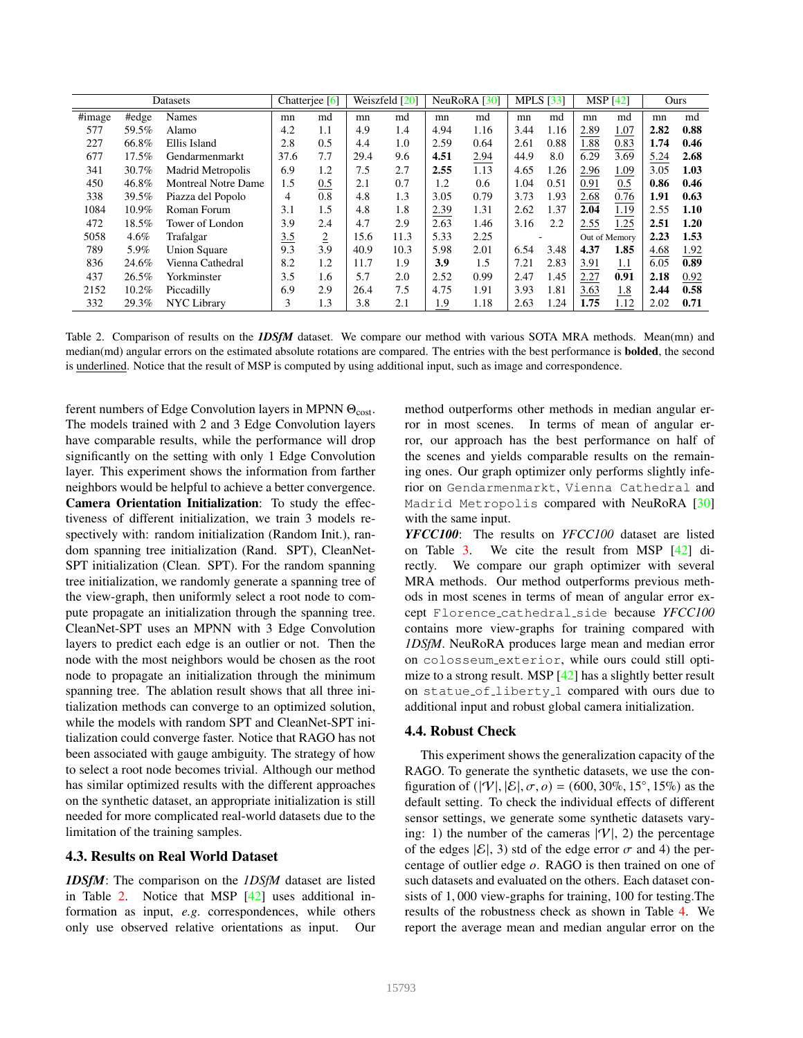| Datasets | | | Chatterjee [6] | | Weiszfeld [20] | | NeuRoRA [30] | | MPLS [33] | | MSP [42] | | Ours | |
|---|---|---|---|---|---|---|---|---|---|---|---|---|---|---|
| #image | #edge | Names | mn | md | mn | md | mn | md | mn | md | mn | md | mn | md |
| 577 | 59.5% | Alamo | 4.2 | 1.1 | 4.9 | 1.4 | 4.94 | 1.16 | 3.44 | 1.16 | <u>2.89</u> | <u>1.07</u> | **2.82** | **0.88** |
| 227 | 66.8% | Ellis Island | 2.8 | 0.5 | 4.4 | 1.0 | 2.59 | 0.64 | 2.61 | 0.88 | <u>1.88</u> | <u>0.83</u> | **1.74** | **0.46** |
| 677 | 17.5% | Gendarmenmarkt | 37.6 | 7.7 | 29.4 | 9.6 | **4.51** | <u>2.94</u> | 44.9 | 8.0 | 6.29 | 3.69 | <u>5.24</u> | **2.68** |
| 341 | 30.7% | Madrid Metropolis | 6.9 | 1.2 | 7.5 | 2.7 | **2.55** | 1.13 | 4.65 | 1.26 | <u>2.96</u> | <u>1.09</u> | 3.05 | **1.03** |
| 450 | 46.8% | Montreal Notre Dame | 1.5 | <u>0.5</u> | 2.1 | 0.7 | 1.2 | 0.6 | 1.04 | 0.51 | <u>0.91</u> | <u>0.5</u> | **0.86** | **0.46** |
| 338 | 39.5% | Piazza del Popolo | 4 | 0.8 | 4.8 | 1.3 | 3.05 | 0.79 | 3.73 | 1.93 | <u>2.68</u> | <u>0.76</u> | **1.91** | **0.63** |
| 1084 | 10.9% | Roman Forum | 3.1 | 1.5 | 4.8 | 1.8 | <u>2.39</u> | 1.31 | 2.62 | 1.37 | **2.04** | <u>1.19</u> | 2.55 | **1.10** |
| 472 | 18.5% | Tower of London | 3.9 | 2.4 | 4.7 | 2.9 | 2.63 | 1.46 | 3.16 | 2.2 | <u>2.55</u> | <u>1.25</u> | **2.51** | **1.20** |
| 5058 | 4.6% | Trafalgar | <u>3.5</u> | <u>2</u> | 15.6 | 11.3 | 5.33 | 2.25 | - | | Out of Memory | | **2.23** | **1.53** |
| 789 | 5.9% | Union Square | 9.3 | 3.9 | 40.9 | 10.3 | 5.98 | 2.01 | 6.54 | 3.48 | **4.37** | **1.85** | <u>4.68</u> | <u>1.92</u> |
| 836 | 24.6% | Vienna Cathedral | 8.2 | 1.2 | 11.7 | 1.9 | **3.9** | 1.5 | 7.21 | 2.83 | <u>3.91</u> | <u>1.1</u> | 6.05 | **0.89** |
| 437 | 26.5% | Yorkminster | 3.5 | 1.6 | 5.7 | 2.0 | 2.52 | 0.99 | 2.47 | 1.45 | <u>2.27</u> | **0.91** | **2.18** | <u>0.92</u> |
| 2152 | 10.2% | Piccadilly | 6.9 | 2.9 | 26.4 | 7.5 | 4.75 | 1.91 | 3.93 | 1.81 | <u>3.63</u> | <u>1.8</u> | **2.44** | **0.58** |
| 332 | 29.3% | NYC Library | 3 | 1.3 | 3.8 | 2.1 | <u>1.9</u> | 1.18 | 2.63 | 1.24 | **1.75** | <u>1.12</u> | 2.02 | **0.71** |

Table 2. Comparison of results on the ***1DSfM*** dataset. We compare our method with various SOTA MRA methods. Mean(mn) and median(md) angular errors on the estimated absolute rotations are compared. The entries with the best performance is **bolded**, the second is <u>underlined</u>. Notice that the result of MSP is computed by using additional input, such as image and correspondence.

ferent numbers of Edge Convolution layers in MPNN $\Theta_{\text{cost}}$. The models trained with 2 and 3 Edge Convolution layers have comparable results, while the performance will drop significantly on the setting with only 1 Edge Convolution layer. This experiment shows the information from farther neighbors would be helpful to achieve a better convergence.

**Camera Orientation Initialization**: To study the effectiveness of different initialization, we train 3 models respectively with: random initialization (Random Init.), random spanning tree initialization (Rand. SPT), CleanNet-SPT initialization (Clean. SPT). For the random spanning tree initialization, we randomly generate a spanning tree of the view-graph, then uniformly select a root node to compute propagate an initialization through the spanning tree. CleanNet-SPT uses an MPNN with 3 Edge Convolution layers to predict each edge is an outlier or not. Then the node with the most neighbors would be chosen as the root node to propagate an initialization through the minimum spanning tree. The ablation result shows that all three initialization methods can converge to an optimized solution, while the models with random SPT and CleanNet-SPT initialization could converge faster. Notice that RAGO has not been associated with gauge ambiguity. The strategy of how to select a root node becomes trivial. Although our method has similar optimized results with the different approaches on the synthetic dataset, an appropriate initialization is still needed for more complicated real-world datasets due to the limitation of the training samples.

### 4.3. Results on Real World Dataset

***1DSfM***: The comparison on the *1DSfM* dataset are listed in Table 2. Notice that MSP [42] uses additional information as input, *e.g.* correspondences, while others only use observed relative orientations as input. Our method outperforms other methods in median angular error in most scenes. In terms of mean of angular error, our approach has the best performance on half of the scenes and yields comparable results on the remaining ones. Our graph optimizer only performs slightly inferior on `Gendarmenmarkt`, `Vienna Cathedral` and `Madrid Metropolis` compared with NeuRoRA [30] with the same input.

***YFCC100***: The results on *YFCC100* dataset are listed on Table 3. We cite the result from MSP [42] directly. We compare our graph optimizer with several MRA methods. Our method outperforms previous methods in most scenes in terms of mean of angular error except `Florence_cathedral_side` because *YFCC100* contains more view-graphs for training compared with *1DSfM*. NeuRoRA produces large mean and median error on `colosseum_exterior`, while ours could still optimize to a strong result. MSP [42] has a slightly better result on `statue_of_liberty_1` compared with ours due to additional input and robust global camera initialization.

### 4.4. Robust Check

This experiment shows the generalization capacity of the RAGO. To generate the synthetic datasets, we use the configuration of $(|\mathcal{V}|, |\mathcal{E}|, \sigma, o) = (600, 30\%, 15^{\circ}, 15\%)$ as the default setting. To check the individual effects of different sensor settings, we generate some synthetic datasets varying: 1) the number of the cameras $|\mathcal{V}|$, 2) the percentage of the edges $|\mathcal{E}|$, 3) std of the edge error $\sigma$ and 4) the percentage of outlier edge $o$. RAGO is then trained on one of such datasets and evaluated on the others. Each dataset consists of 1,000 view-graphs for training, 100 for testing.The results of the robustness check as shown in Table 4. We report the average mean and median angular error on the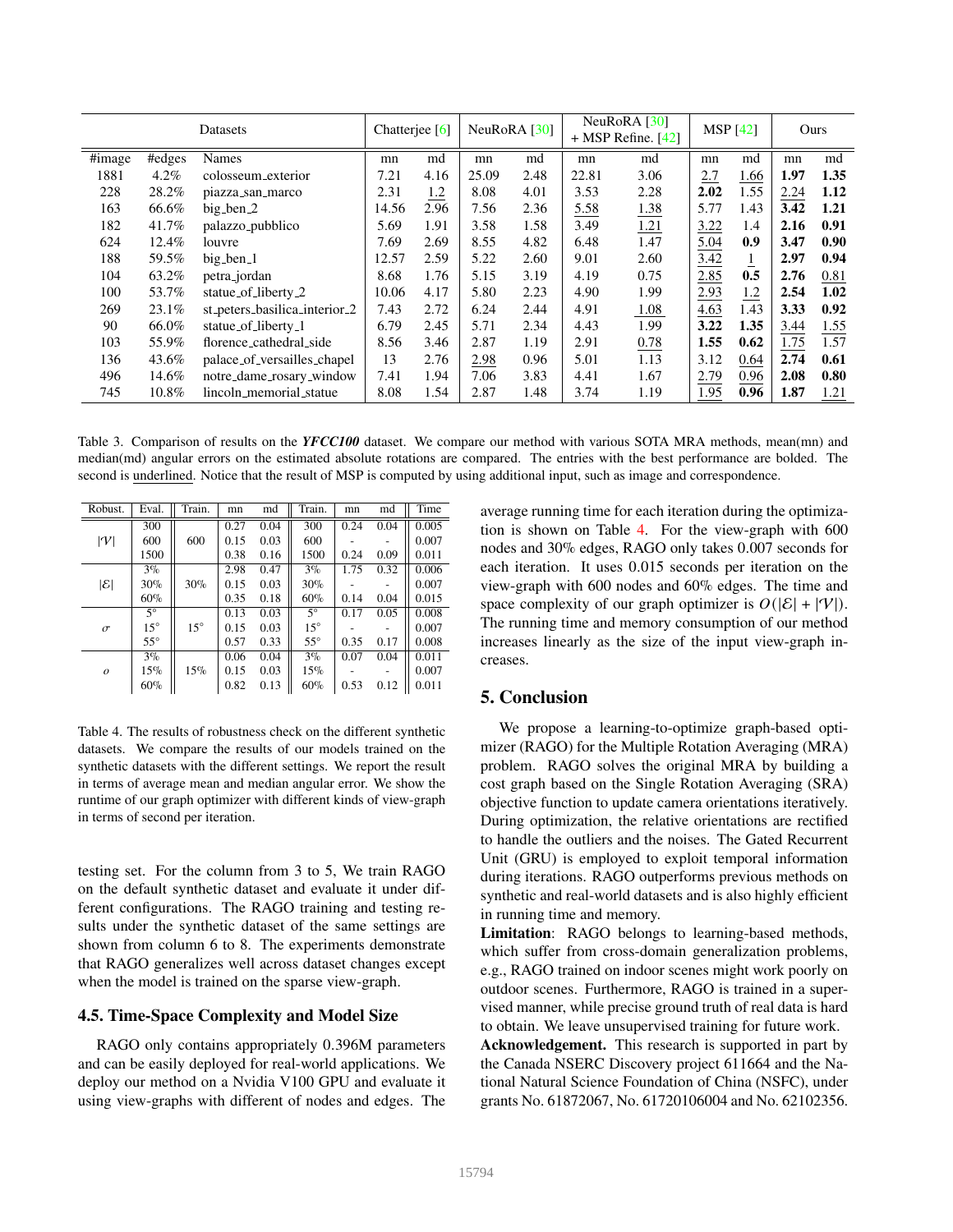| Datasets | | | Chatterjee [6] | | NeuRoRA [30] | | NeuRoRA [30] + MSP Refine. [42] | | MSP [42] | | Ours | |
|---|---|---|---|---|---|---|---|---|---|---|---|---|
| #image | #edges | Names | mn | md | mn | md | mn | md | mn | md | mn | md |
| 1881 | 4.2% | colosseum_exterior | 7.21 | 4.16 | 25.09 | 2.48 | 22.81 | 3.06 | <u>2.7</u> | <u>1.66</u> | **1.97** | **1.35** |
| 228 | 28.2% | piazza_san_marco | 2.31 | <u>1.2</u> | 8.08 | 4.01 | 3.53 | 2.28 | **2.02** | 1.55 | <u>2.24</u> | **1.12** |
| 163 | 66.6% | big_ben_2 | 14.56 | 2.96 | 7.56 | 2.36 | <u>5.58</u> | <u>1.38</u> | 5.77 | 1.43 | **3.42** | **1.21** |
| 182 | 41.7% | palazzo_pubblico | 5.69 | 1.91 | 3.58 | 1.58 | 3.49 | <u>1.21</u> | <u>3.22</u> | 1.4 | **2.16** | **0.91** |
| 624 | 12.4% | louvre | 7.69 | 2.69 | 8.55 | 4.82 | 6.48 | 1.47 | <u>5.04</u> | **0.9** | **3.47** | **0.90** |
| 188 | 59.5% | big_ben_1 | 12.57 | 2.59 | 5.22 | 2.60 | 9.01 | 2.60 | <u>3.42</u> | <u>1</u> | **2.97** | **0.94** |
| 104 | 63.2% | petra_jordan | 8.68 | 1.76 | 5.15 | 3.19 | 4.19 | 0.75 | <u>2.85</u> | **0.5** | **2.76** | <u>0.81</u> |
| 100 | 53.7% | statue_of_liberty_2 | 10.06 | 4.17 | 5.80 | 2.23 | 4.90 | 1.99 | <u>2.93</u> | <u>1.2</u> | **2.54** | **1.02** |
| 269 | 23.1% | st_peters_basilica_interior_2 | 7.43 | 2.72 | 6.24 | 2.44 | 4.91 | <u>1.08</u> | <u>4.63</u> | 1.43 | **3.33** | **0.92** |
| 90 | 66.0% | statue_of_liberty_1 | 6.79 | 2.45 | 5.71 | 2.34 | 4.43 | 1.99 | **3.22** | **1.35** | <u>3.44</u> | <u>1.55</u> |
| 103 | 55.9% | florence_cathedral_side | 8.56 | 3.46 | 2.87 | 1.19 | 2.91 | <u>0.78</u> | **1.55** | **0.62** | <u>1.75</u> | 1.57 |
| 136 | 43.6% | palace_of_versailles_chapel | 13 | 2.76 | <u>2.98</u> | 0.96 | 5.01 | 1.13 | 3.12 | <u>0.64</u> | **2.74** | **0.61** |
| 496 | 14.6% | notre_dame_rosary_window | 7.41 | 1.94 | 7.06 | 3.83 | 4.41 | 1.67 | <u>2.79</u> | <u>0.96</u> | **2.08** | **0.80** |
| 745 | 10.8% | lincoln_memorial_statue | 8.08 | 1.54 | 2.87 | 1.48 | 3.74 | 1.19 | <u>1.95</u> | **0.96** | **1.87** | <u>1.21</u> |

Table 3. Comparison of results on the ***YFCC100*** dataset. We compare our method with various SOTA MRA methods, mean(mn) and median(md) angular errors on the estimated absolute rotations are compared. The entries with the best performance are bolded. The second is <u>underlined</u>. Notice that the result of MSP is computed by using additional input, such as image and correspondence.

| Robust. | Eval. | Train. | mn | md | Train. | mn | md | Time |
|---|---|---|---|---|---|---|---|---|
| $\lvert\mathcal{V}\rvert$ | 300 | 600 | 0.27 | 0.04 | 300 | 0.24 | 0.04 | 0.005 |
| | 600 | | 0.15 | 0.03 | 600 | - | - | 0.007 |
| | 1500 | | 0.38 | 0.16 | 1500 | 0.24 | 0.09 | 0.011 |
| $\lvert\mathcal{E}\rvert$ | 3% | 30% | 2.98 | 0.47 | 3% | 1.75 | 0.32 | 0.006 |
| | 30% | | 0.15 | 0.03 | 30% | - | - | 0.007 |
| | 60% | | 0.35 | 0.18 | 60% | 0.14 | 0.04 | 0.015 |
| $\sigma$ | 5° | 15° | 0.13 | 0.03 | 5° | 0.17 | 0.05 | 0.008 |
| | 15° | | 0.15 | 0.03 | 15° | - | - | 0.007 |
| | 55° | | 0.57 | 0.33 | 55° | 0.35 | 0.17 | 0.008 |
| $o$ | 3% | 15% | 0.06 | 0.04 | 3% | 0.07 | 0.04 | 0.011 |
| | 15% | | 0.15 | 0.03 | 15% | - | - | 0.007 |
| | 60% | | 0.82 | 0.13 | 60% | 0.53 | 0.12 | 0.011 |

Table 4. The results of robustness check on the different synthetic datasets. We compare the results of our models trained on the synthetic datasets with the different settings. We report the result in terms of average mean and median angular error. We show the runtime of our graph optimizer with different kinds of view-graph in terms of second per iteration.

testing set. For the column from 3 to 5, We train RAGO on the default synthetic dataset and evaluate it under different configurations. The RAGO training and testing results under the synthetic dataset of the same settings are shown from column 6 to 8. The experiments demonstrate that RAGO generalizes well across dataset changes except when the model is trained on the sparse view-graph.

### 4.5. Time-Space Complexity and Model Size

RAGO only contains appropriately 0.396M parameters and can be easily deployed for real-world applications. We deploy our method on a Nvidia V100 GPU and evaluate it using view-graphs with different of nodes and edges. The average running time for each iteration during the optimization is shown on Table 4. For the view-graph with 600 nodes and 30% edges, RAGO only takes 0.007 seconds for each iteration. It uses 0.015 seconds per iteration on the view-graph with 600 nodes and 60% edges. The time and space complexity of our graph optimizer is $O(|\mathcal{E}| + |\mathcal{V}|)$. The running time and memory consumption of our method increases linearly as the size of the input view-graph increases.

## 5. Conclusion

We propose a learning-to-optimize graph-based optimizer (RAGO) for the Multiple Rotation Averaging (MRA) problem. RAGO solves the original MRA by building a cost graph based on the Single Rotation Averaging (SRA) objective function to update camera orientations iteratively. During optimization, the relative orientations are rectified to handle the outliers and the noises. The Gated Recurrent Unit (GRU) is employed to exploit temporal information during iterations. RAGO outperforms previous methods on synthetic and real-world datasets and is also highly efficient in running time and memory.

**Limitation**: RAGO belongs to learning-based methods, which suffer from cross-domain generalization problems, e.g., RAGO trained on indoor scenes might work poorly on outdoor scenes. Furthermore, RAGO is trained in a supervised manner, while precise ground truth of real data is hard to obtain. We leave unsupervised training for future work.

**Acknowledgement.** This research is supported in part by the Canada NSERC Discovery project 611664 and the National Natural Science Foundation of China (NSFC), under grants No. 61872067, No. 61720106004 and No. 62102356.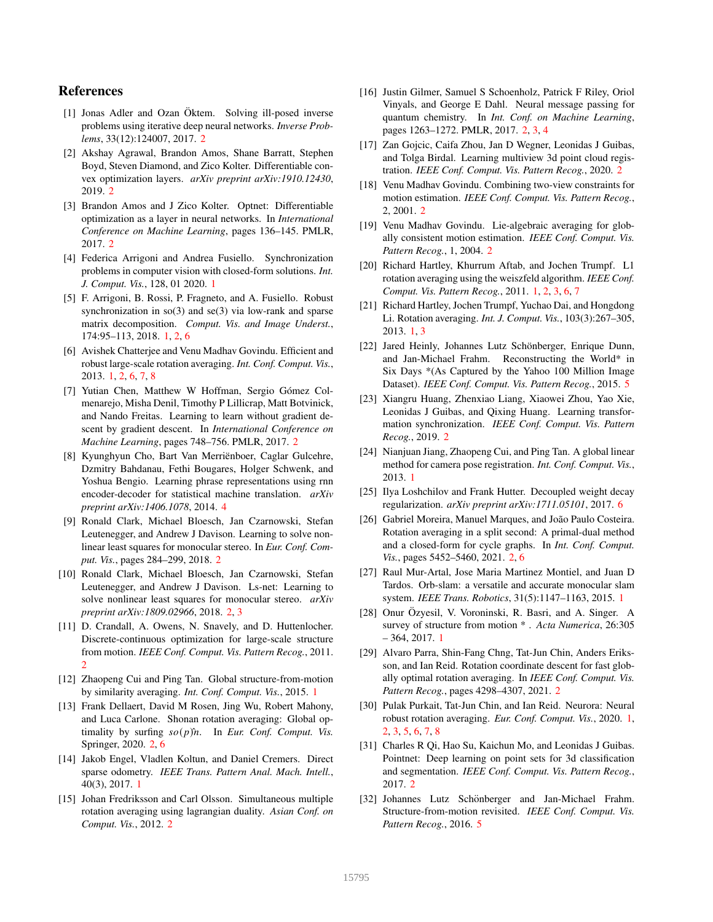## References

[1] Jonas Adler and Ozan Öktem. Solving ill-posed inverse problems using iterative deep neural networks. *Inverse Problems*, 33(12):124007, 2017. 2

[2] Akshay Agrawal, Brandon Amos, Shane Barratt, Stephen Boyd, Steven Diamond, and Zico Kolter. Differentiable convex optimization layers. *arXiv preprint arXiv:1910.12430*, 2019. 2

[3] Brandon Amos and J Zico Kolter. Optnet: Differentiable optimization as a layer in neural networks. In *International Conference on Machine Learning*, pages 136–145. PMLR, 2017. 2

[4] Federica Arrigoni and Andrea Fusiello. Synchronization problems in computer vision with closed-form solutions. *Int. J. Comput. Vis.*, 128, 01 2020. 1

[5] F. Arrigoni, B. Rossi, P. Fragneto, and A. Fusiello. Robust synchronization in so(3) and se(3) via low-rank and sparse matrix decomposition. *Comput. Vis. and Image Underst.*, 174:95–113, 2018. 1, 2, 6

[6] Avishek Chatterjee and Venu Madhav Govindu. Efficient and robust large-scale rotation averaging. *Int. Conf. Comput. Vis.*, 2013. 1, 2, 6, 7, 8

[7] Yutian Chen, Matthew W Hoffman, Sergio Gómez Colmenarejo, Misha Denil, Timothy P Lillicrap, Matt Botvinick, and Nando Freitas. Learning to learn without gradient descent by gradient descent. In *International Conference on Machine Learning*, pages 748–756. PMLR, 2017. 2

[8] Kyunghyun Cho, Bart Van Merriënboer, Caglar Gulcehre, Dzmitry Bahdanau, Fethi Bougares, Holger Schwenk, and Yoshua Bengio. Learning phrase representations using rnn encoder-decoder for statistical machine translation. *arXiv preprint arXiv:1406.1078*, 2014. 4

[9] Ronald Clark, Michael Bloesch, Jan Czarnowski, Stefan Leutenegger, and Andrew J Davison. Learning to solve nonlinear least squares for monocular stereo. In *Eur. Conf. Comput. Vis.*, pages 284–299, 2018. 2

[10] Ronald Clark, Michael Bloesch, Jan Czarnowski, Stefan Leutenegger, and Andrew J Davison. Ls-net: Learning to solve nonlinear least squares for monocular stereo. *arXiv preprint arXiv:1809.02966*, 2018. 2, 3

[11] D. Crandall, A. Owens, N. Snavely, and D. Huttenlocher. Discrete-continuous optimization for large-scale structure from motion. *IEEE Conf. Comput. Vis. Pattern Recog.*, 2011. 2

[12] Zhaopeng Cui and Ping Tan. Global structure-from-motion by similarity averaging. *Int. Conf. Comput. Vis.*, 2015. 1

[13] Frank Dellaert, David M Rosen, Jing Wu, Robert Mahony, and Luca Carlone. Shonan rotation averaging: Global optimality by surfing $so(p)^n$. In *Eur. Conf. Comput. Vis.* Springer, 2020. 2, 6

[14] Jakob Engel, Vladlen Koltun, and Daniel Cremers. Direct sparse odometry. *IEEE Trans. Pattern Anal. Mach. Intell.*, 40(3), 2017. 1

[15] Johan Fredriksson and Carl Olsson. Simultaneous multiple rotation averaging using lagrangian duality. *Asian Conf. on Comput. Vis.*, 2012. 2

[16] Justin Gilmer, Samuel S Schoenholz, Patrick F Riley, Oriol Vinyals, and George E Dahl. Neural message passing for quantum chemistry. In *Int. Conf. on Machine Learning*, pages 1263–1272. PMLR, 2017. 2, 3, 4

[17] Zan Gojcic, Caifa Zhou, Jan D Wegner, Leonidas J Guibas, and Tolga Birdal. Learning multiview 3d point cloud registration. *IEEE Conf. Comput. Vis. Pattern Recog.*, 2020. 2

[18] Venu Madhav Govindu. Combining two-view constraints for motion estimation. *IEEE Conf. Comput. Vis. Pattern Recog.*, 2, 2001. 2

[19] Venu Madhav Govindu. Lie-algebraic averaging for globally consistent motion estimation. *IEEE Conf. Comput. Vis. Pattern Recog.*, 1, 2004. 2

[20] Richard Hartley, Khurrum Aftab, and Jochen Trumpf. L1 rotation averaging using the weiszfeld algorithm. *IEEE Conf. Comput. Vis. Pattern Recog.*, 2011. 1, 2, 3, 6, 7

[21] Richard Hartley, Jochen Trumpf, Yuchao Dai, and Hongdong Li. Rotation averaging. *Int. J. Comput. Vis.*, 103(3):267–305, 2013. 1, 3

[22] Jared Heinly, Johannes Lutz Schönberger, Enrique Dunn, and Jan-Michael Frahm. Reconstructing the World* in Six Days *(As Captured by the Yahoo 100 Million Image Dataset). *IEEE Conf. Comput. Vis. Pattern Recog.*, 2015. 5

[23] Xiangru Huang, Zhenxiao Liang, Xiaowei Zhou, Yao Xie, Leonidas J Guibas, and Qixing Huang. Learning transformation synchronization. *IEEE Conf. Comput. Vis. Pattern Recog.*, 2019. 2

[24] Nianjuan Jiang, Zhaopeng Cui, and Ping Tan. A global linear method for camera pose registration. *Int. Conf. Comput. Vis.*, 2013. 1

[25] Ilya Loshchilov and Frank Hutter. Decoupled weight decay regularization. *arXiv preprint arXiv:1711.05101*, 2017. 6

[26] Gabriel Moreira, Manuel Marques, and João Paulo Costeira. Rotation averaging in a split second: A primal-dual method and a closed-form for cycle graphs. In *Int. Conf. Comput. Vis.*, pages 5452–5460, 2021. 2, 6

[27] Raul Mur-Artal, Jose Maria Martinez Montiel, and Juan D Tardos. Orb-slam: a versatile and accurate monocular slam system. *IEEE Trans. Robotics*, 31(5):1147–1163, 2015. 1

[28] Onur Özyesil, V. Voroninski, R. Basri, and A. Singer. A survey of structure from motion * . *Acta Numerica*, 26:305 – 364, 2017. 1

[29] Alvaro Parra, Shin-Fang Chng, Tat-Jun Chin, Anders Eriksson, and Ian Reid. Rotation coordinate descent for fast globally optimal rotation averaging. In *IEEE Conf. Comput. Vis. Pattern Recog.*, pages 4298–4307, 2021. 2

[30] Pulak Purkait, Tat-Jun Chin, and Ian Reid. Neurora: Neural robust rotation averaging. *Eur. Conf. Comput. Vis.*, 2020. 1, 2, 3, 5, 6, 7, 8

[31] Charles R Qi, Hao Su, Kaichun Mo, and Leonidas J Guibas. Pointnet: Deep learning on point sets for 3d classification and segmentation. *IEEE Conf. Comput. Vis. Pattern Recog.*, 2017. 2

[32] Johannes Lutz Schönberger and Jan-Michael Frahm. Structure-from-motion revisited. *IEEE Conf. Comput. Vis. Pattern Recog.*, 2016. 5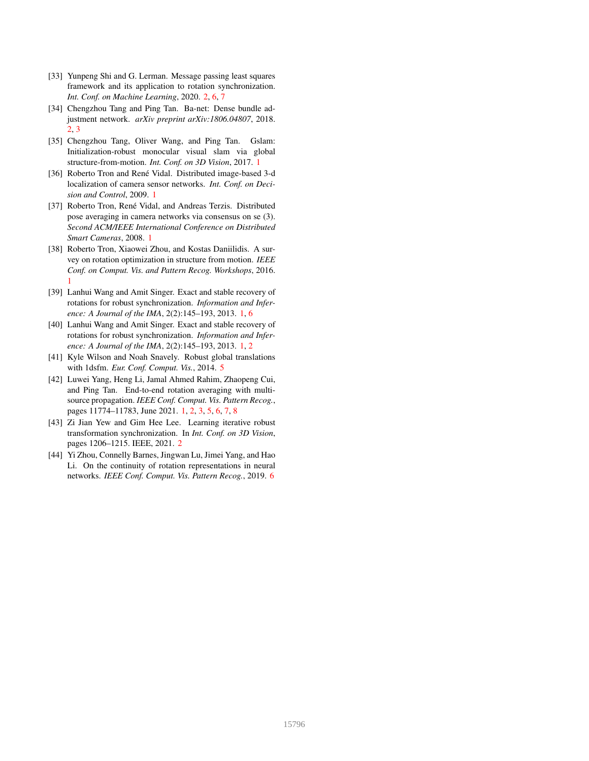[33] Yunpeng Shi and G. Lerman. Message passing least squares framework and its application to rotation synchronization. *Int. Conf. on Machine Learning*, 2020. 2, 6, 7

[34] Chengzhou Tang and Ping Tan. Ba-net: Dense bundle adjustment network. *arXiv preprint arXiv:1806.04807*, 2018. 2, 3

[35] Chengzhou Tang, Oliver Wang, and Ping Tan. Gslam: Initialization-robust monocular visual slam via global structure-from-motion. *Int. Conf. on 3D Vision*, 2017. 1

[36] Roberto Tron and René Vidal. Distributed image-based 3-d localization of camera sensor networks. *Int. Conf. on Decision and Control*, 2009. 1

[37] Roberto Tron, René Vidal, and Andreas Terzis. Distributed pose averaging in camera networks via consensus on se (3). *Second ACM/IEEE International Conference on Distributed Smart Cameras*, 2008. 1

[38] Roberto Tron, Xiaowei Zhou, and Kostas Daniilidis. A survey on rotation optimization in structure from motion. *IEEE Conf. on Comput. Vis. and Pattern Recog. Workshops*, 2016. 1

[39] Lanhui Wang and Amit Singer. Exact and stable recovery of rotations for robust synchronization. *Information and Inference: A Journal of the IMA*, 2(2):145–193, 2013. 1, 6

[40] Lanhui Wang and Amit Singer. Exact and stable recovery of rotations for robust synchronization. *Information and Inference: A Journal of the IMA*, 2(2):145–193, 2013. 1, 2

[41] Kyle Wilson and Noah Snavely. Robust global translations with 1dsfm. *Eur. Conf. Comput. Vis.*, 2014. 5

[42] Luwei Yang, Heng Li, Jamal Ahmed Rahim, Zhaopeng Cui, and Ping Tan. End-to-end rotation averaging with multi-source propagation. *IEEE Conf. Comput. Vis. Pattern Recog.*, pages 11774–11783, June 2021. 1, 2, 3, 5, 6, 7, 8

[43] Zi Jian Yew and Gim Hee Lee. Learning iterative robust transformation synchronization. In *Int. Conf. on 3D Vision*, pages 1206–1215. IEEE, 2021. 2

[44] Yi Zhou, Connelly Barnes, Jingwan Lu, Jimei Yang, and Hao Li. On the continuity of rotation representations in neural networks. *IEEE Conf. Comput. Vis. Pattern Recog.*, 2019. 6